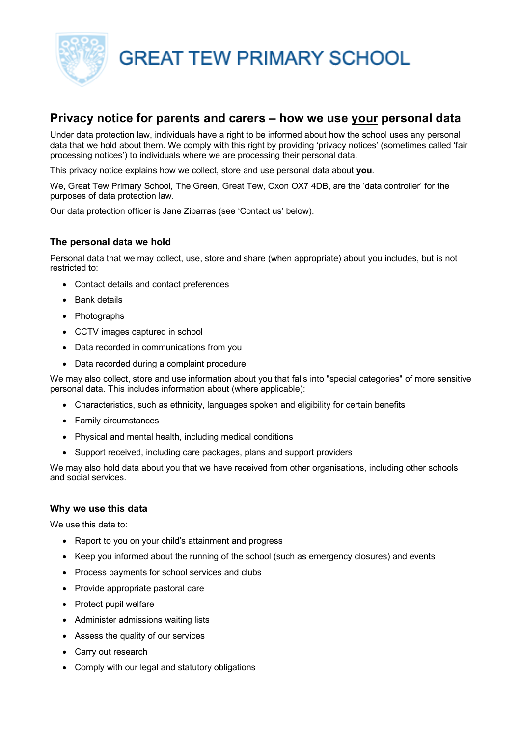# GREAT TEW PRIMARY SCHOOL

## Privacy notice for parents and carers – how we use your personal data

Under data protection law, individuals have a right to be informed about how the school uses any personal data that we hold about them. We comply with this right by providing 'privacy notices' (sometimes called 'fair processing notices') to individuals where we are processing their personal data.

This privacy notice explains how we collect, store and use personal data about **you**.

We, Great Tew Primary School, The Green, Great Tew, Oxon OX7 4DB, are the 'data controller' for the purposes of data protection law.

Our data protection officer is Jane Zibarras (see 'Contact us' below).

### The personal data we hold

Personal data that we may collect, use, store and share (when appropriate) about you includes, but is not restricted to:

- Contact details and contact preferences
- Bank details
- Photographs
- CCTV images captured in school
- Data recorded in communications from you
- Data recorded during a complaint procedure

We may also collect, store and use information about you that falls into "special categories" of more sensitive personal data. This includes information about (where applicable):

- Characteristics, such as ethnicity, languages spoken and eligibility for certain benefits
- Family circumstances
- Physical and mental health, including medical conditions
- Support received, including care packages, plans and support providers

We may also hold data about you that we have received from other organisations, including other schools and social services.

### Why we use this data

We use this data to:

- Report to you on your child's attainment and progress
- Keep you informed about the running of the school (such as emergency closures) and events
- Process payments for school services and clubs
- Provide appropriate pastoral care
- Protect pupil welfare
- Administer admissions waiting lists
- Assess the quality of our services
- Carry out research
- Comply with our legal and statutory obligations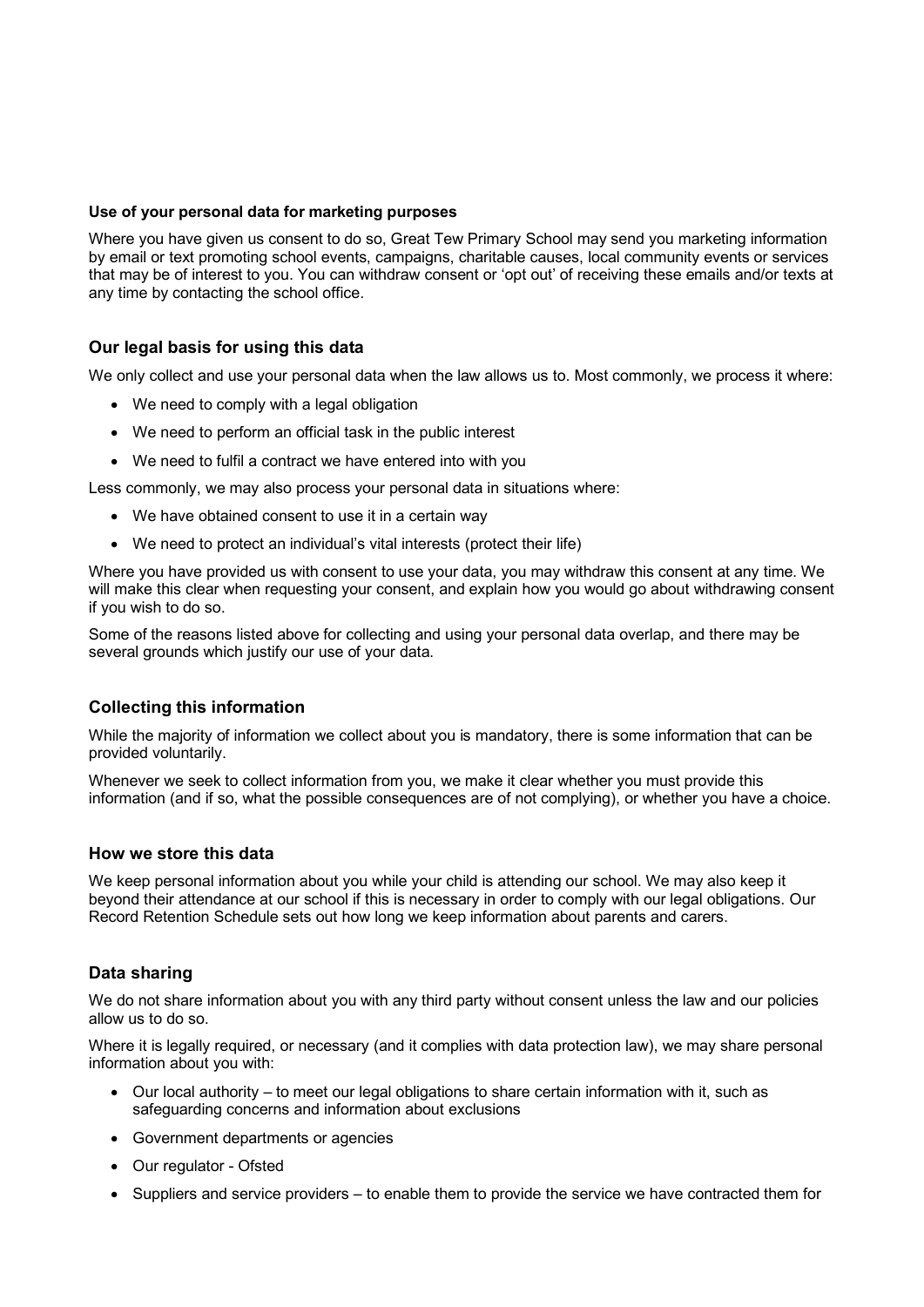**Use of your personal data for marketing purposes**

Where you have given us consent to do so, Great Tew Primary School may send you marketing information by email or text promoting school events, campaigns, charitable causes, local community events or services that may be of interest to you. You can withdraw consent or 'opt out' of receiving these emails and/or texts at any time by contacting the school office.

## Our legal basis for using this data

We only collect and use your personal data when the law allows us to. Most commonly, we process it where:

- We need to comply with a legal obligation
- We need to perform an official task in the public interest
- We need to fulfil a contract we have entered into with you

Less commonly, we may also process your personal data in situations where:

- We have obtained consent to use it in a certain way
- We need to protect an individual's vital interests (protect their life)

Where you have provided us with consent to use your data, you may withdraw this consent at any time. We will make this clear when requesting your consent, and explain how you would go about withdrawing consent if you wish to do so.

Some of the reasons listed above for collecting and using your personal data overlap, and there may be several grounds which justify our use of your data.

## Collecting this information

While the majority of information we collect about you is mandatory, there is some information that can be provided voluntarily.

Whenever we seek to collect information from you, we make it clear whether you must provide this information (and if so, what the possible consequences are of not complying), or whether you have a choice.

## How we store this data

We keep personal information about you while your child is attending our school. We may also keep it beyond their attendance at our school if this is necessary in order to comply with our legal obligations. Our Record Retention Schedule sets out how long we keep information about parents and carers.

## Data sharing

We do not share information about you with any third party without consent unless the law and our policies allow us to do so.

Where it is legally required, or necessary (and it complies with data protection law), we may share personal information about you with:

- Our local authority – to meet our legal obligations to share certain information with it, such as safeguarding concerns and information about exclusions
- Government departments or agencies
- Our regulator - Ofsted
- Suppliers and service providers – to enable them to provide the service we have contracted them for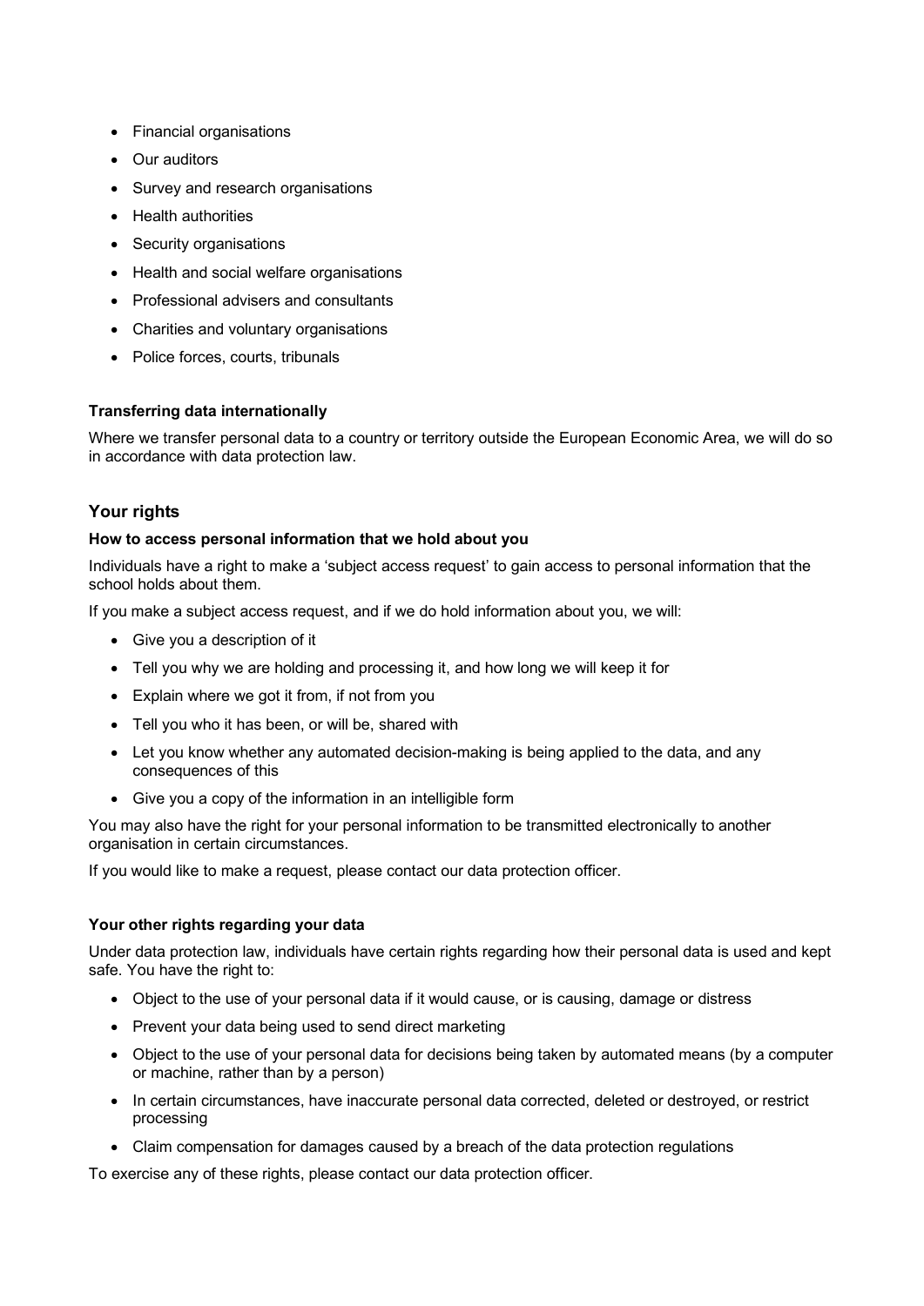- Financial organisations
- Our auditors
- Survey and research organisations
- Health authorities
- Security organisations
- Health and social welfare organisations
- Professional advisers and consultants
- Charities and voluntary organisations
- Police forces, courts, tribunals

**Transferring data internationally**

Where we transfer personal data to a country or territory outside the European Economic Area, we will do so in accordance with data protection law.

## Your rights

**How to access personal information that we hold about you**

Individuals have a right to make a 'subject access request' to gain access to personal information that the school holds about them.

If you make a subject access request, and if we do hold information about you, we will:

- Give you a description of it
- Tell you why we are holding and processing it, and how long we will keep it for
- Explain where we got it from, if not from you
- Tell you who it has been, or will be, shared with
- Let you know whether any automated decision-making is being applied to the data, and any consequences of this
- Give you a copy of the information in an intelligible form

You may also have the right for your personal information to be transmitted electronically to another organisation in certain circumstances.

If you would like to make a request, please contact our data protection officer.

**Your other rights regarding your data**

Under data protection law, individuals have certain rights regarding how their personal data is used and kept safe. You have the right to:

- Object to the use of your personal data if it would cause, or is causing, damage or distress
- Prevent your data being used to send direct marketing
- Object to the use of your personal data for decisions being taken by automated means (by a computer or machine, rather than by a person)
- In certain circumstances, have inaccurate personal data corrected, deleted or destroyed, or restrict processing
- Claim compensation for damages caused by a breach of the data protection regulations

To exercise any of these rights, please contact our data protection officer.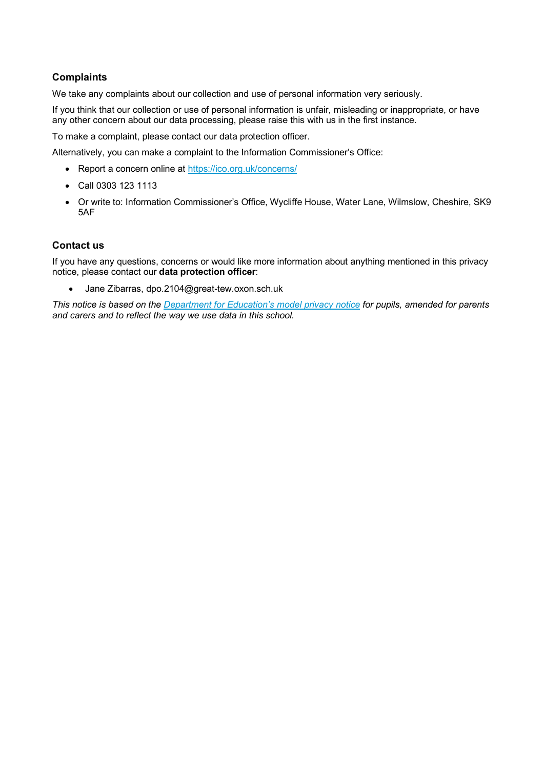### Complaints

We take any complaints about our collection and use of personal information very seriously.

If you think that our collection or use of personal information is unfair, misleading or inappropriate, or have any other concern about our data processing, please raise this with us in the first instance.

To make a complaint, please contact our data protection officer.

Alternatively, you can make a complaint to the Information Commissioner's Office:

- Report a concern online at https://ico.org.uk/concerns/
- Call 0303 123 1113
- Or write to: Information Commissioner's Office, Wycliffe House, Water Lane, Wilmslow, Cheshire, SK9 5AF

### Contact us

If you have any questions, concerns or would like more information about anything mentioned in this privacy notice, please contact our **data protection officer**:

- Jane Zibarras, dpo.2104@great-tew.oxon.sch.uk

*This notice is based on the Department for Education's model privacy notice for pupils, amended for parents and carers and to reflect the way we use data in this school.*